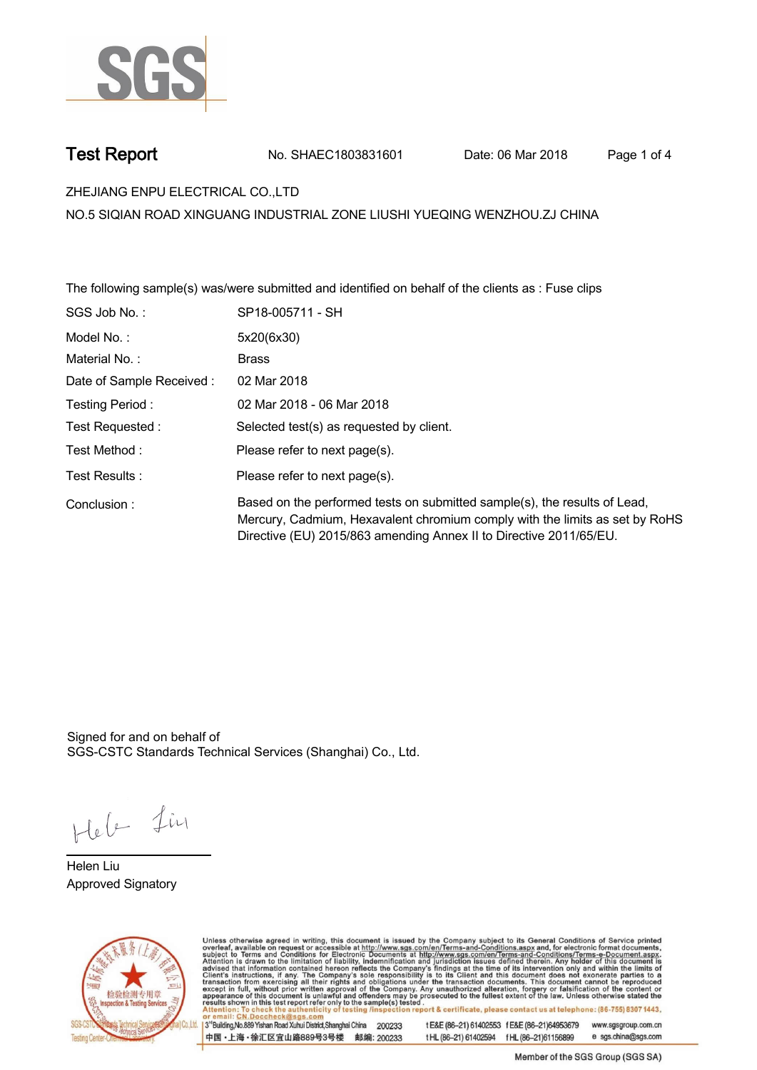# Test Report

No. SHAEC1803831601 Date: 06 Mar 2018

ZHEJIANG ENPU ELECTRICAL CO.,LTD

NO.5 SIQIAN ROAD XINGUANG INDUSTRIAL ZONE LIUSHI YUEQING WENZHOU.ZJ CHINA

The following sample(s) was/were submitted and identified on behalf of the clients as : Fuse clips

| | |
|---|---|
| SGS Job No. : | SP18-005711 - SH |
| Model No. : | 5x20(6x30) |
| Material No. : | Brass |
| Date of Sample Received : | 02 Mar 2018 |
| Testing Period : | 02 Mar 2018 - 06 Mar 2018 |
| Test Requested : | Selected test(s) as requested by client. |
| Test Method : | Please refer to next page(s). |
| Test Results : | Please refer to next page(s). |
| Conclusion : | Based on the performed tests on submitted sample(s), the results of Lead, Mercury, Cadmium, Hexavalent chromium comply with the limits as set by RoHS Directive (EU) 2015/863 amending Annex II to Directive 2011/65/EU. |

Signed for and on behalf of
SGS-CSTC Standards Technical Services (Shanghai) Co., Ltd.

Helen Liu
Approved Signatory

Unless otherwise agreed in writing, this document is issued by the Company subject to its General Conditions of Service printed overleaf, available on request or accessible at http://www.sgs.com/en/Terms-and-Conditions.aspx and, for electronic format documents, subject to Terms and Conditions for Electronic Documents at http://www.sgs.com/en/Terms-and-Conditions/Terms-e-Document.aspx. Attention is drawn to the limitation of liability, indemnification and jurisdiction issues defined therein. Any holder of this document is advised that information contained hereon reflects the Company's findings at the time of its intervention only and within the limits of Client's instructions, if any. The Company's sole responsibility is to its Client and this document does not exonerate parties to a transaction from exercising all their rights and obligations under the transaction documents. This document cannot be reproduced except in full, without prior written approval of the Company. Any unauthorized alteration, forgery or falsification of the content or appearance of this document is unlawful and offenders may be prosecuted to the fullest extent of the law. Unless otherwise stated the results shown in this test report refer only to the sample(s) tested.
Attention: To check the authenticity of testing /inspection report & certificate, please contact us at telephone: (86-755) 8307 1443, or email: CN.Doccheck@sgs.com

3rd Building,No.889 Yishan Road Xuhui District,Shanghai China 200233 t E&E (86–21) 61402553 f E&E (86–21)64953679 www.sgsgroup.com.cn
中国・上海・徐汇区宜山路889号3号楼 邮编: 200233 t HL (86–21) 61402594 f HL (86–21)61156899 e sgs.china@sgs.com

Member of the SGS Group (SGS SA)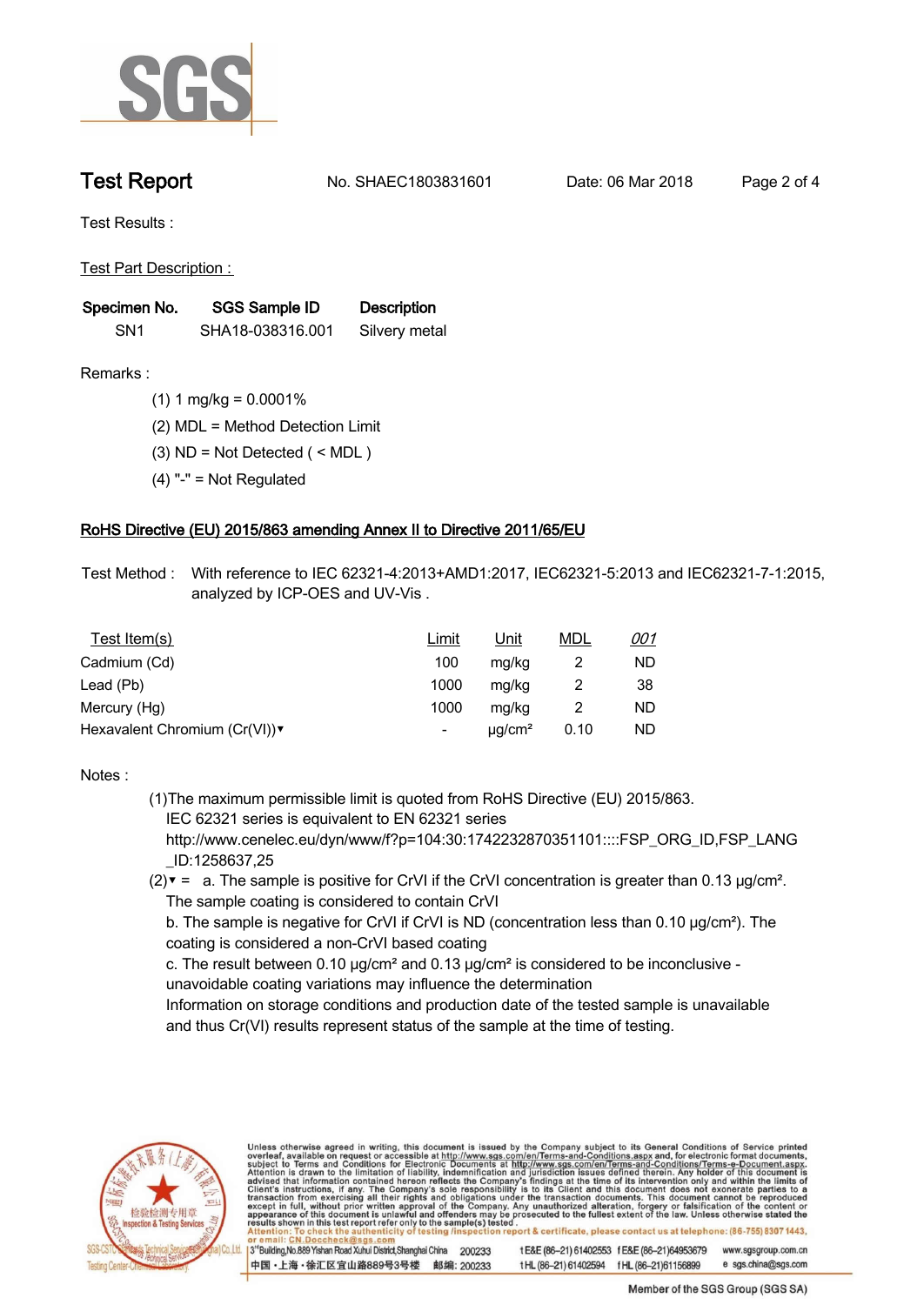# Test Report

No. SHAEC1803831601 Date: 06 Mar 2018

Test Results :

Test Part Description :

| Specimen No. | SGS Sample ID | Description |
|---|---|---|
| SN1 | SHA18-038316.001 | Silvery metal |

Remarks :

(1) 1 mg/kg = 0.0001%

(2) MDL = Method Detection Limit

(3) ND = Not Detected ( < MDL )

(4) "-" = Not Regulated

## RoHS Directive (EU) 2015/863 amending Annex II to Directive 2011/65/EU

Test Method : With reference to IEC 62321-4:2013+AMD1:2017, IEC62321-5:2013 and IEC62321-7-1:2015, analyzed by ICP-OES and UV-Vis .

| Test Item(s) | Limit | Unit | MDL | 001 |
|---|---|---|---|---|
| Cadmium (Cd) | 100 | mg/kg | 2 | ND |
| Lead (Pb) | 1000 | mg/kg | 2 | 38 |
| Mercury (Hg) | 1000 | mg/kg | 2 | ND |
| Hexavalent Chromium (Cr(VI))▼ | - | μg/cm² | 0.10 | ND |

Notes :

(1)The maximum permissible limit is quoted from RoHS Directive (EU) 2015/863.
IEC 62321 series is equivalent to EN 62321 series
http://www.cenelec.eu/dyn/www/f?p=104:30:1742232870351101::::FSP_ORG_ID,FSP_LANG_ID:1258637,25

(2)▼ = a. The sample is positive for CrVI if the CrVI concentration is greater than 0.13 μg/cm². The sample coating is considered to contain CrVI

b. The sample is negative for CrVI if CrVI is ND (concentration less than 0.10 μg/cm²). The coating is considered a non-CrVI based coating

c. The result between 0.10 μg/cm² and 0.13 μg/cm² is considered to be inconclusive - unavoidable coating variations may influence the determination

Information on storage conditions and production date of the tested sample is unavailable and thus Cr(VI) results represent status of the sample at the time of testing.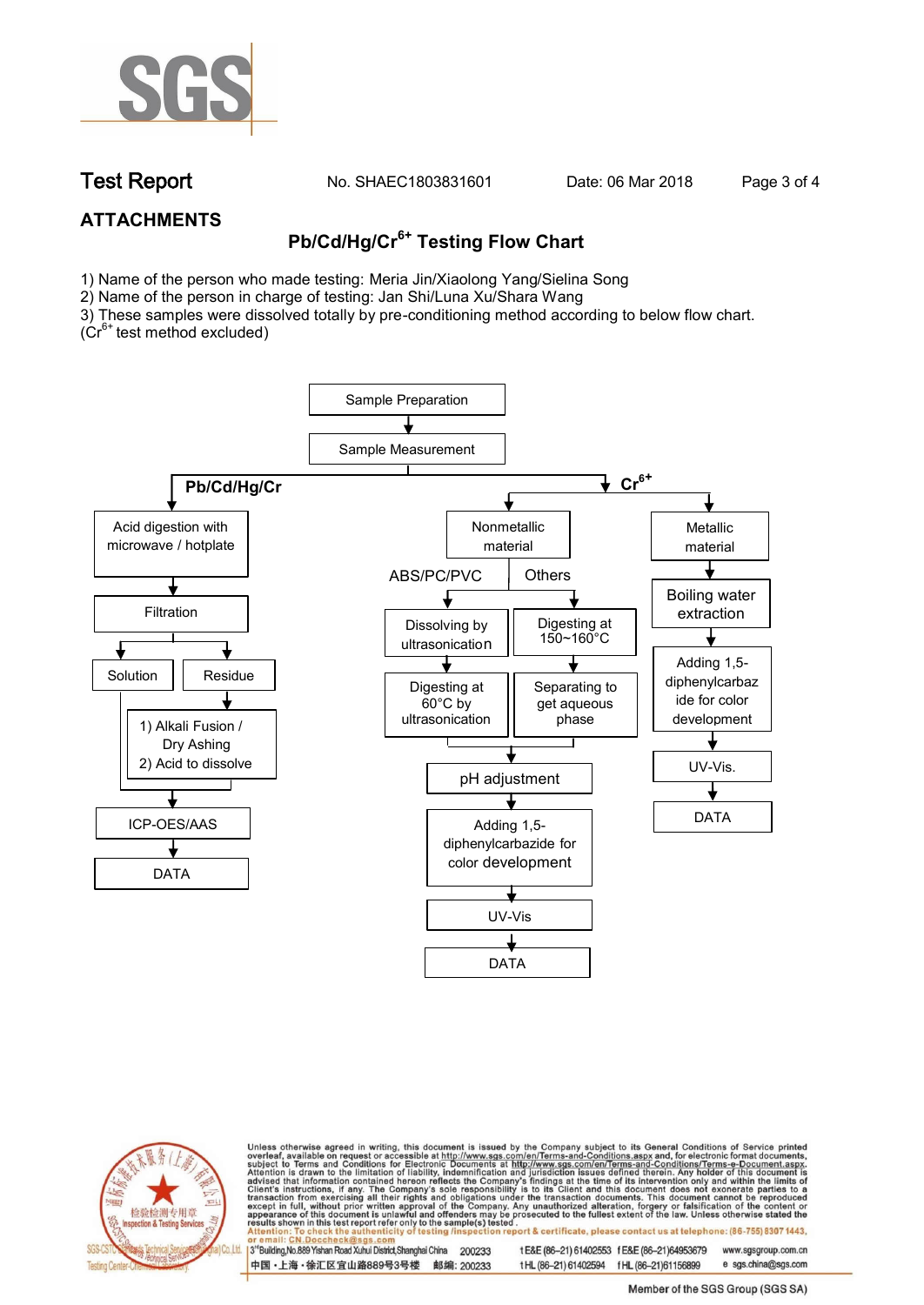## ATTACHMENTS

### Pb/Cd/Hg/$Cr^{6+}$ Testing Flow Chart

1) Name of the person who made testing: Meria Jin/Xiaolong Yang/Sielina Song
2) Name of the person in charge of testing: Jan Shi/Luna Xu/Shara Wang
3) These samples were dissolved totally by pre-conditioning method according to below flow chart. ($Cr^{6+}$ test method excluded)

Sample Preparation → Sample Measurement

**Pb/Cd/Hg/Cr**

- Acid digestion with microwave / hotplate
- Filtration
  - Solution
  - Residue → 1) Alkali Fusion / Dry Ashing 2) Acid to dissolve
- ICP-OES/AAS
- DATA

**$Cr^{6+}$**

- Nonmetallic material
  - ABS/PC/PVC: Dissolving by ultrasonication → Digesting at 60°C by ultrasonication
  - Others: Digesting at 150~160°C → Separating to get aqueous phase
  - pH adjustment
  - Adding 1,5-diphenylcarbazide for color development
  - UV-Vis
  - DATA
- Metallic material
  - Boiling water extraction
  - Adding 1,5-diphenylcarbazide for color development
  - UV-Vis.
  - DATA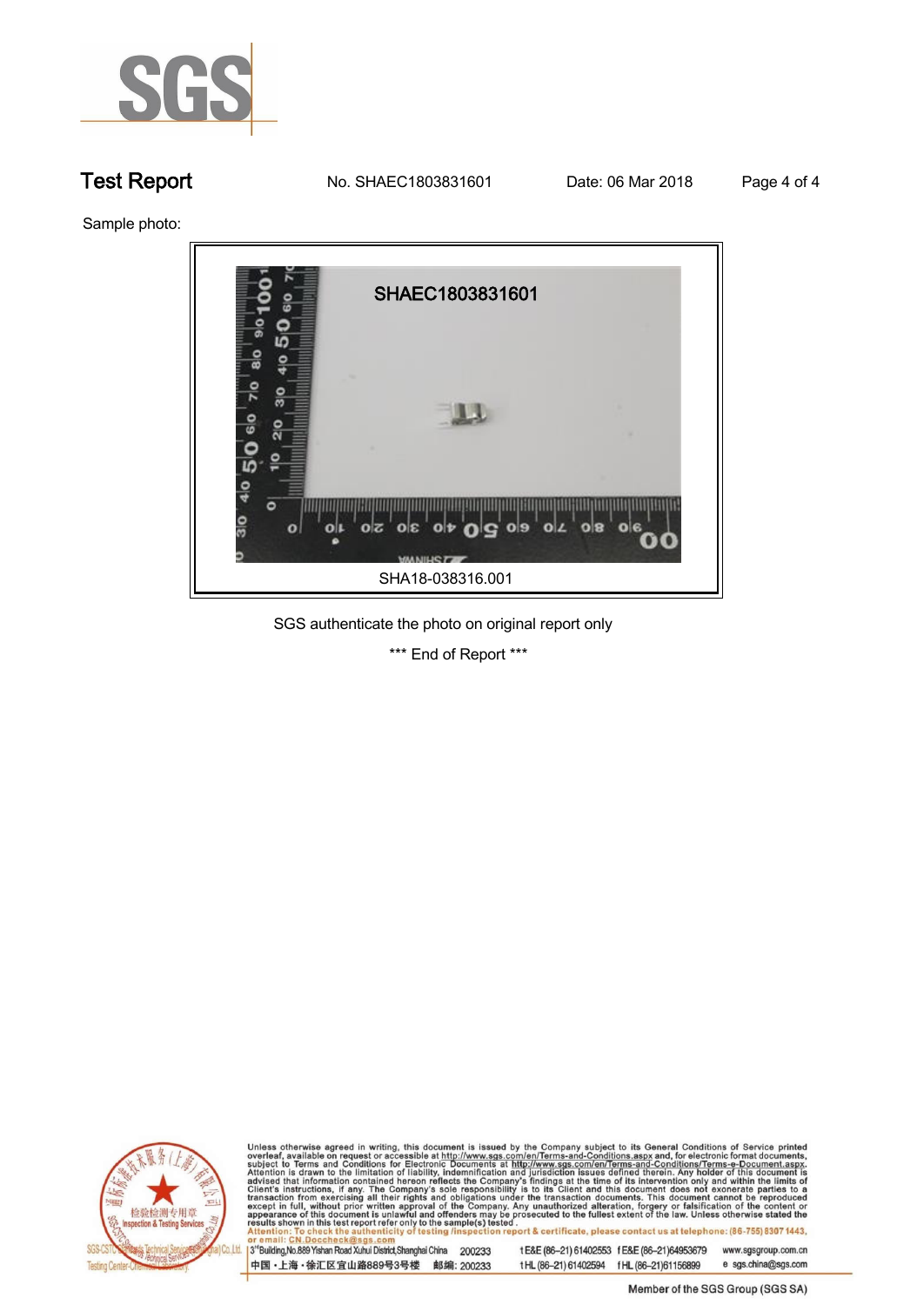Sample photo:

SHAEC1803831601

SHA18-038316.001

SGS authenticate the photo on original report only

*** End of Report ***